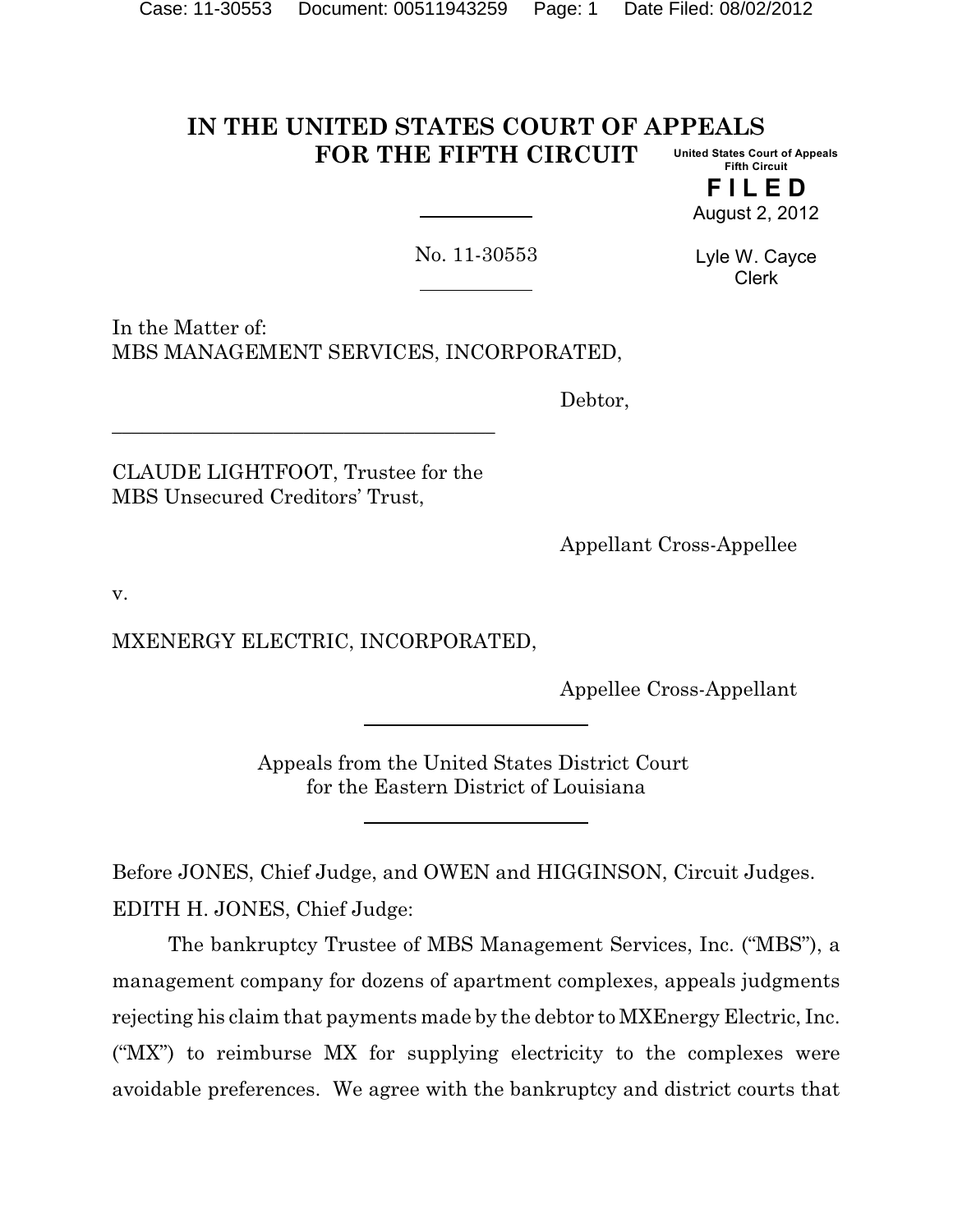# IN THE UNITED STATES COURT OF APPEALS FOR THE FIFTH CIRCUIT

United States Court of Appeals
Fifth Circuit

**FILED**

August 2, 2012

Lyle W. Cayce
Clerk

No. 11-30553

In the Matter of:
MBS MANAGEMENT SERVICES, INCORPORATED,

Debtor,

CLAUDE LIGHTFOOT, Trustee for the MBS Unsecured Creditors' Trust,

Appellant Cross-Appellee

v.

MXENERGY ELECTRIC, INCORPORATED,

Appellee Cross-Appellant

Appeals from the United States District Court
for the Eastern District of Louisiana

Before JONES, Chief Judge, and OWEN and HIGGINSON, Circuit Judges.

EDITH H. JONES, Chief Judge:

The bankruptcy Trustee of MBS Management Services, Inc. ("MBS"), a management company for dozens of apartment complexes, appeals judgments rejecting his claim that payments made by the debtor to MXEnergy Electric, Inc. ("MX") to reimburse MX for supplying electricity to the complexes were avoidable preferences. We agree with the bankruptcy and district courts that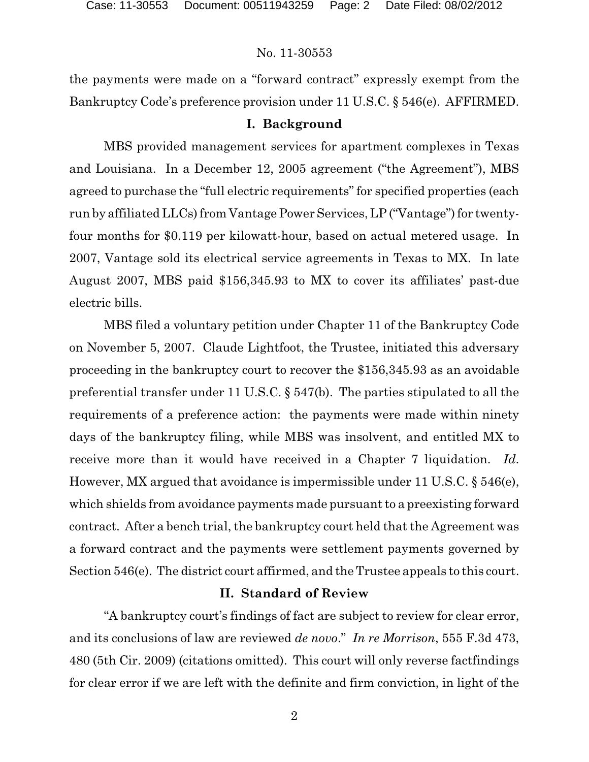the payments were made on a "forward contract" expressly exempt from the Bankruptcy Code's preference provision under 11 U.S.C. § 546(e). AFFIRMED.

## I. Background

MBS provided management services for apartment complexes in Texas and Louisiana. In a December 12, 2005 agreement ("the Agreement"), MBS agreed to purchase the "full electric requirements" for specified properties (each run by affiliated LLCs) from Vantage Power Services, LP ("Vantage") for twenty-four months for $0.119 per kilowatt-hour, based on actual metered usage. In 2007, Vantage sold its electrical service agreements in Texas to MX. In late August 2007, MBS paid $156,345.93 to MX to cover its affiliates' past-due electric bills.

MBS filed a voluntary petition under Chapter 11 of the Bankruptcy Code on November 5, 2007. Claude Lightfoot, the Trustee, initiated this adversary proceeding in the bankruptcy court to recover the $156,345.93 as an avoidable preferential transfer under 11 U.S.C. § 547(b). The parties stipulated to all the requirements of a preference action: the payments were made within ninety days of the bankruptcy filing, while MBS was insolvent, and entitled MX to receive more than it would have received in a Chapter 7 liquidation. *Id.* However, MX argued that avoidance is impermissible under 11 U.S.C. § 546(e), which shields from avoidance payments made pursuant to a preexisting forward contract. After a bench trial, the bankruptcy court held that the Agreement was a forward contract and the payments were settlement payments governed by Section 546(e). The district court affirmed, and the Trustee appeals to this court.

## II. Standard of Review

"A bankruptcy court's findings of fact are subject to review for clear error, and its conclusions of law are reviewed *de novo*." *In re Morrison*, 555 F.3d 473, 480 (5th Cir. 2009) (citations omitted). This court will only reverse factfindings for clear error if we are left with the definite and firm conviction, in light of the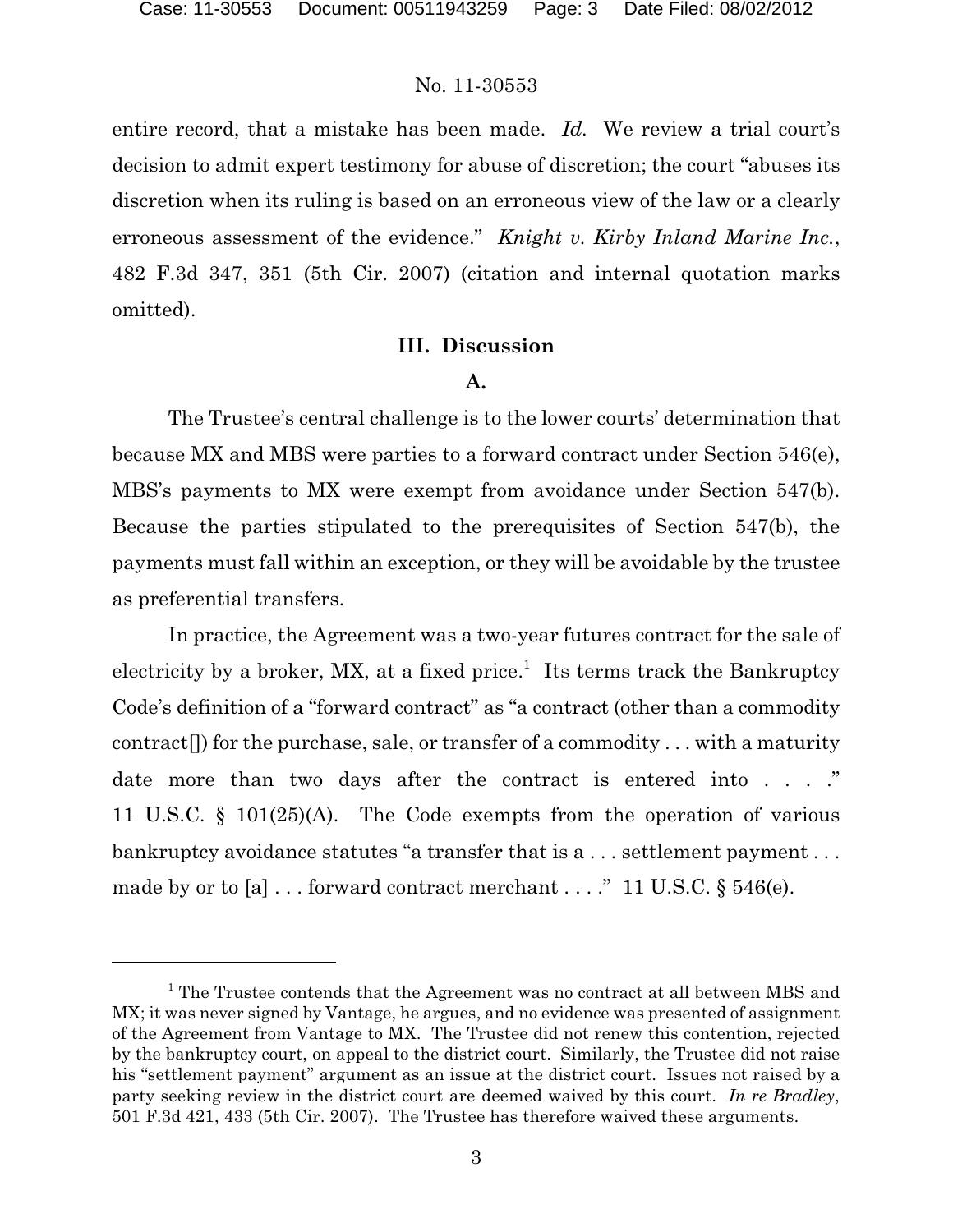entire record, that a mistake has been made. *Id.* We review a trial court's decision to admit expert testimony for abuse of discretion; the court "abuses its discretion when its ruling is based on an erroneous view of the law or a clearly erroneous assessment of the evidence." *Knight v. Kirby Inland Marine Inc.*, 482 F.3d 347, 351 (5th Cir. 2007) (citation and internal quotation marks omitted).

## III. Discussion

### A.

The Trustee's central challenge is to the lower courts' determination that because MX and MBS were parties to a forward contract under Section 546(e), MBS's payments to MX were exempt from avoidance under Section 547(b). Because the parties stipulated to the prerequisites of Section 547(b), the payments must fall within an exception, or they will be avoidable by the trustee as preferential transfers.

In practice, the Agreement was a two-year futures contract for the sale of electricity by a broker, MX, at a fixed price.[1] Its terms track the Bankruptcy Code's definition of a "forward contract" as "a contract (other than a commodity contract[]) for the purchase, sale, or transfer of a commodity . . . with a maturity date more than two days after the contract is entered into . . . ." 11 U.S.C. § 101(25)(A). The Code exempts from the operation of various bankruptcy avoidance statutes "a transfer that is a . . . settlement payment . . . made by or to [a] . . . forward contract merchant . . . ." 11 U.S.C. § 546(e).

---

[1] The Trustee contends that the Agreement was no contract at all between MBS and MX; it was never signed by Vantage, he argues, and no evidence was presented of assignment of the Agreement from Vantage to MX. The Trustee did not renew this contention, rejected by the bankruptcy court, on appeal to the district court. Similarly, the Trustee did not raise his "settlement payment" argument as an issue at the district court. Issues not raised by a party seeking review in the district court are deemed waived by this court. *In re Bradley*, 501 F.3d 421, 433 (5th Cir. 2007). The Trustee has therefore waived these arguments.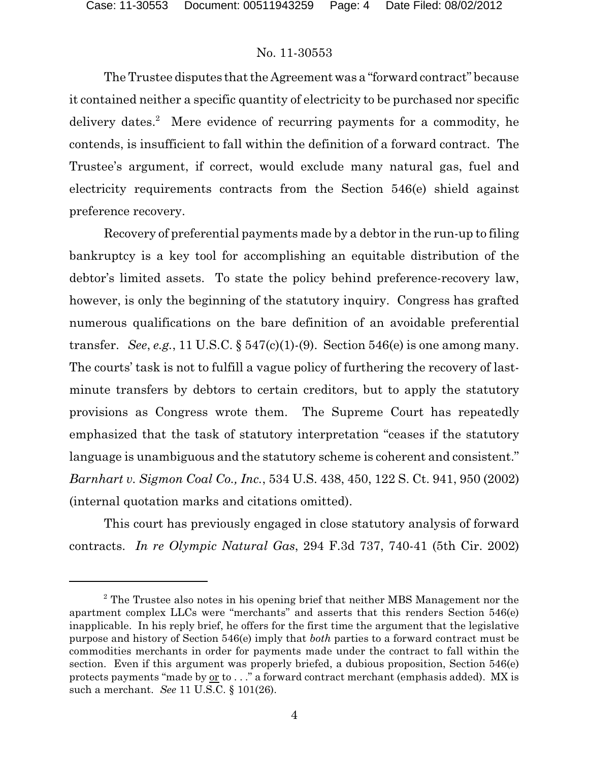The Trustee disputes that the Agreement was a "forward contract" because it contained neither a specific quantity of electricity to be purchased nor specific delivery dates.[2] Mere evidence of recurring payments for a commodity, he contends, is insufficient to fall within the definition of a forward contract. The Trustee's argument, if correct, would exclude many natural gas, fuel and electricity requirements contracts from the Section 546(e) shield against preference recovery.

Recovery of preferential payments made by a debtor in the run-up to filing bankruptcy is a key tool for accomplishing an equitable distribution of the debtor's limited assets. To state the policy behind preference-recovery law, however, is only the beginning of the statutory inquiry. Congress has grafted numerous qualifications on the bare definition of an avoidable preferential transfer. *See*, *e.g.*, 11 U.S.C. § 547(c)(1)-(9). Section 546(e) is one among many. The courts' task is not to fulfill a vague policy of furthering the recovery of last-minute transfers by debtors to certain creditors, but to apply the statutory provisions as Congress wrote them. The Supreme Court has repeatedly emphasized that the task of statutory interpretation "ceases if the statutory language is unambiguous and the statutory scheme is coherent and consistent." *Barnhart v. Sigmon Coal Co., Inc.*, 534 U.S. 438, 450, 122 S. Ct. 941, 950 (2002) (internal quotation marks and citations omitted).

This court has previously engaged in close statutory analysis of forward contracts. *In re Olympic Natural Gas*, 294 F.3d 737, 740-41 (5th Cir. 2002)

---

[2] The Trustee also notes in his opening brief that neither MBS Management nor the apartment complex LLCs were "merchants" and asserts that this renders Section 546(e) inapplicable. In his reply brief, he offers for the first time the argument that the legislative purpose and history of Section 546(e) imply that *both* parties to a forward contract must be commodities merchants in order for payments made under the contract to fall within the section. Even if this argument was properly briefed, a dubious proposition, Section 546(e) protects payments "made by <u>or</u> to . . ." a forward contract merchant (emphasis added). MX is such a merchant. *See* 11 U.S.C. § 101(26).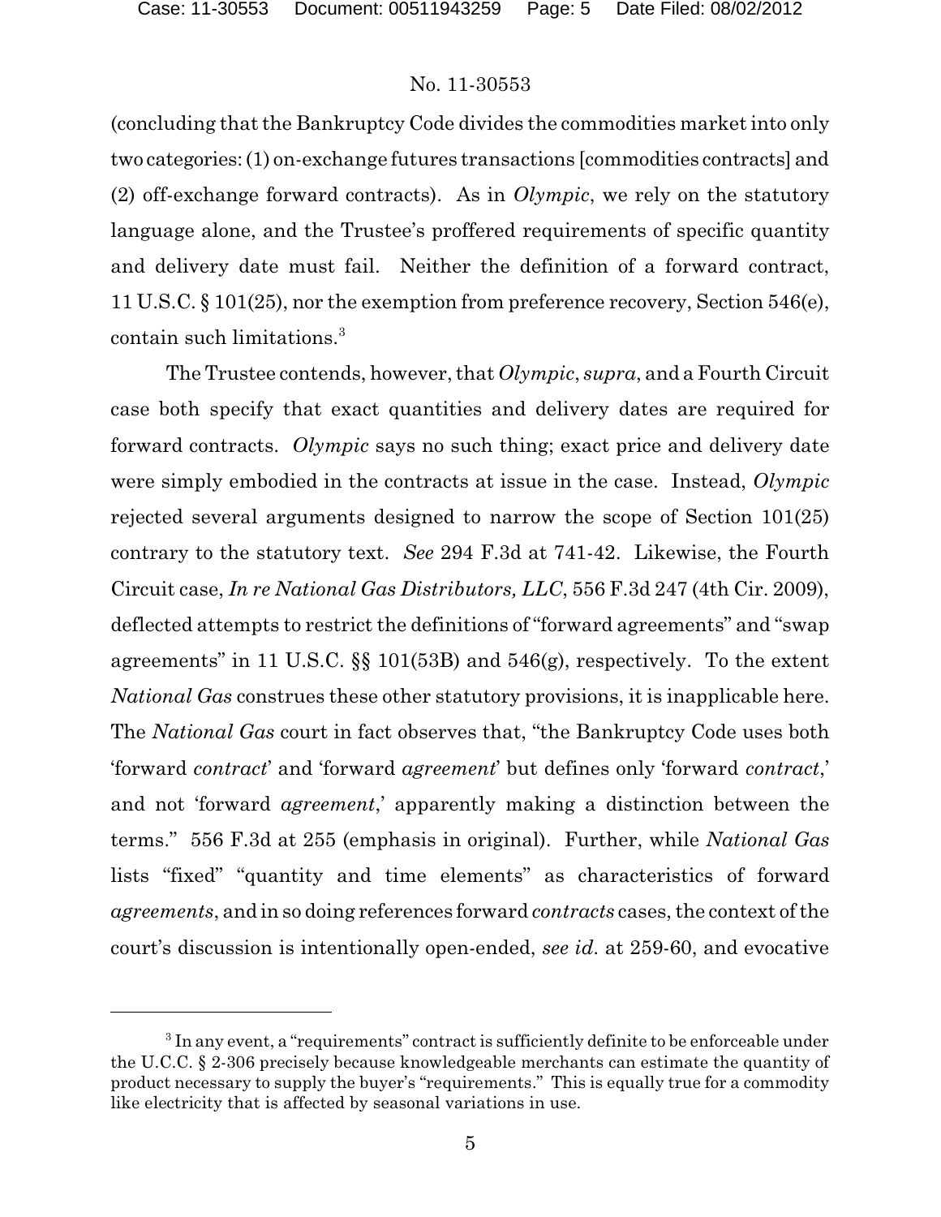(concluding that the Bankruptcy Code divides the commodities market into only two categories: (1) on-exchange futures transactions [commodities contracts] and (2) off-exchange forward contracts). As in *Olympic*, we rely on the statutory language alone, and the Trustee's proffered requirements of specific quantity and delivery date must fail. Neither the definition of a forward contract, 11 U.S.C. § 101(25), nor the exemption from preference recovery, Section 546(e), contain such limitations.[3]

The Trustee contends, however, that *Olympic*, *supra*, and a Fourth Circuit case both specify that exact quantities and delivery dates are required for forward contracts. *Olympic* says no such thing; exact price and delivery date were simply embodied in the contracts at issue in the case. Instead, *Olympic* rejected several arguments designed to narrow the scope of Section 101(25) contrary to the statutory text. *See* 294 F.3d at 741-42. Likewise, the Fourth Circuit case, *In re National Gas Distributors, LLC*, 556 F.3d 247 (4th Cir. 2009), deflected attempts to restrict the definitions of "forward agreements" and "swap agreements" in 11 U.S.C. §§ 101(53B) and 546(g), respectively. To the extent *National Gas* construes these other statutory provisions, it is inapplicable here. The *National Gas* court in fact observes that, "the Bankruptcy Code uses both 'forward *contract*' and 'forward *agreement*' but defines only 'forward *contract*,' and not 'forward *agreement*,' apparently making a distinction between the terms." 556 F.3d at 255 (emphasis in original). Further, while *National Gas* lists "fixed" "quantity and time elements" as characteristics of forward *agreements*, and in so doing references forward *contracts* cases, the context of the court's discussion is intentionally open-ended, *see id.* at 259-60, and evocative

---

[3] In any event, a "requirements" contract is sufficiently definite to be enforceable under the U.C.C. § 2-306 precisely because knowledgeable merchants can estimate the quantity of product necessary to supply the buyer's "requirements." This is equally true for a commodity like electricity that is affected by seasonal variations in use.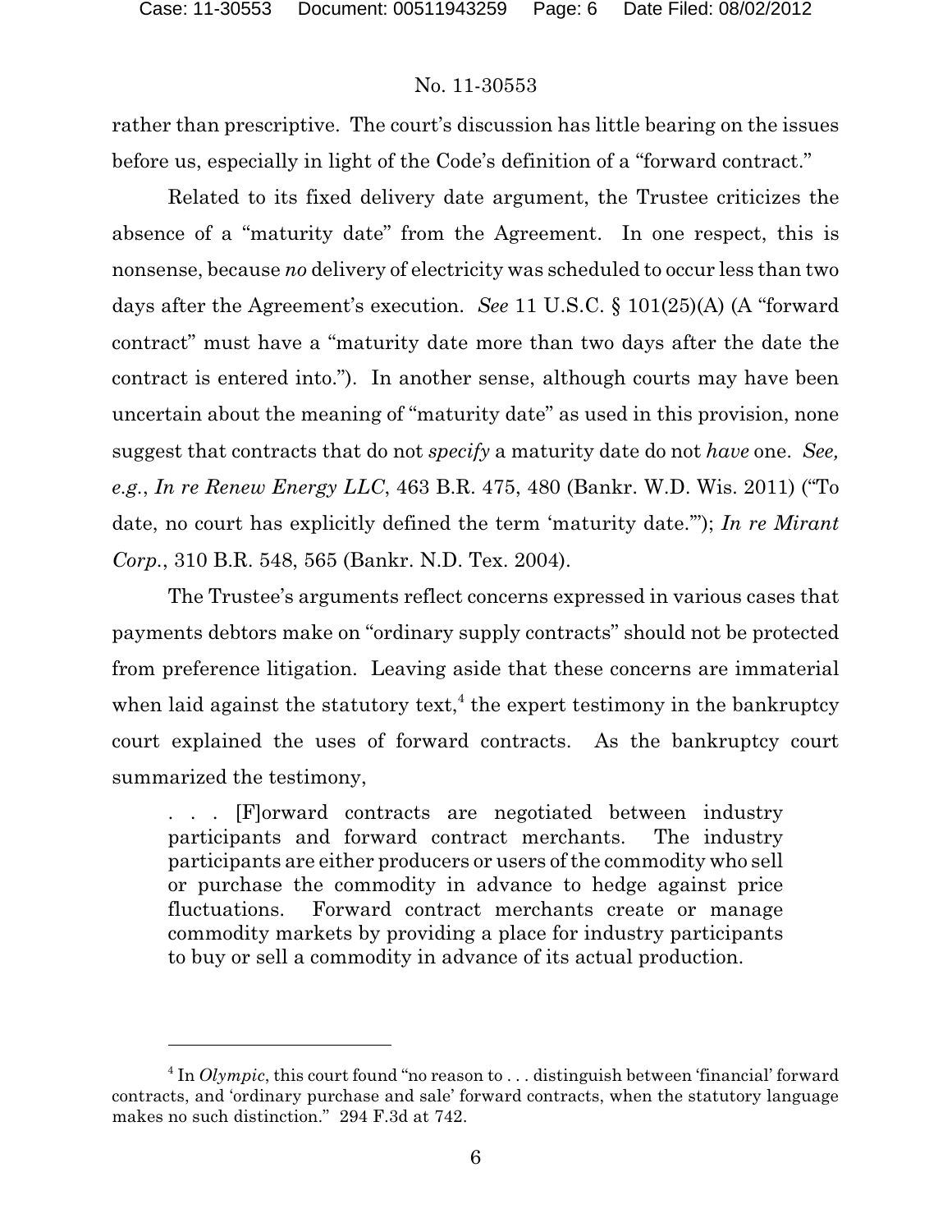rather than prescriptive. The court's discussion has little bearing on the issues before us, especially in light of the Code's definition of a "forward contract."

Related to its fixed delivery date argument, the Trustee criticizes the absence of a "maturity date" from the Agreement. In one respect, this is nonsense, because *no* delivery of electricity was scheduled to occur less than two days after the Agreement's execution. *See* 11 U.S.C. § 101(25)(A) (A "forward contract" must have a "maturity date more than two days after the date the contract is entered into."). In another sense, although courts may have been uncertain about the meaning of "maturity date" as used in this provision, none suggest that contracts that do not *specify* a maturity date do not *have* one. *See, e.g.*, *In re Renew Energy LLC*, 463 B.R. 475, 480 (Bankr. W.D. Wis. 2011) ("To date, no court has explicitly defined the term 'maturity date.'"); *In re Mirant Corp.*, 310 B.R. 548, 565 (Bankr. N.D. Tex. 2004).

The Trustee's arguments reflect concerns expressed in various cases that payments debtors make on "ordinary supply contracts" should not be protected from preference litigation. Leaving aside that these concerns are immaterial when laid against the statutory text,[4] the expert testimony in the bankruptcy court explained the uses of forward contracts. As the bankruptcy court summarized the testimony,

> . . . [F]orward contracts are negotiated between industry participants and forward contract merchants. The industry participants are either producers or users of the commodity who sell or purchase the commodity in advance to hedge against price fluctuations. Forward contract merchants create or manage commodity markets by providing a place for industry participants to buy or sell a commodity in advance of its actual production.

[4] In *Olympic*, this court found "no reason to . . . distinguish between 'financial' forward contracts, and 'ordinary purchase and sale' forward contracts, when the statutory language makes no such distinction." 294 F.3d at 742.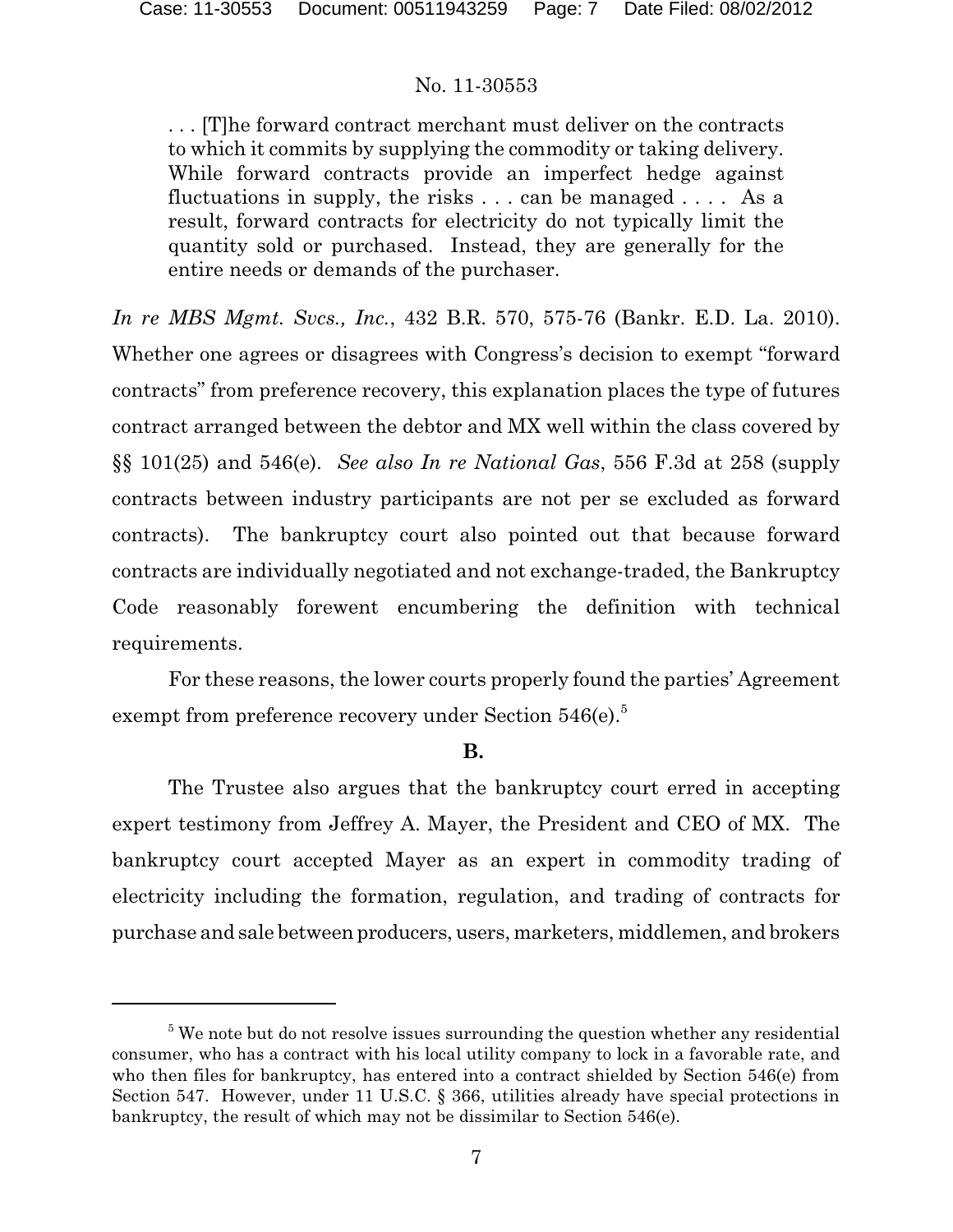> . . . [T]he forward contract merchant must deliver on the contracts to which it commits by supplying the commodity or taking delivery. While forward contracts provide an imperfect hedge against fluctuations in supply, the risks . . . can be managed . . . . As a result, forward contracts for electricity do not typically limit the quantity sold or purchased. Instead, they are generally for the entire needs or demands of the purchaser.

*In re MBS Mgmt. Svcs., Inc.*, 432 B.R. 570, 575-76 (Bankr. E.D. La. 2010). Whether one agrees or disagrees with Congress's decision to exempt "forward contracts" from preference recovery, this explanation places the type of futures contract arranged between the debtor and MX well within the class covered by §§ 101(25) and 546(e). *See also In re National Gas*, 556 F.3d at 258 (supply contracts between industry participants are not per se excluded as forward contracts). The bankruptcy court also pointed out that because forward contracts are individually negotiated and not exchange-traded, the Bankruptcy Code reasonably forewent encumbering the definition with technical requirements.

For these reasons, the lower courts properly found the parties' Agreement exempt from preference recovery under Section 546(e).[5]

**B.**

The Trustee also argues that the bankruptcy court erred in accepting expert testimony from Jeffrey A. Mayer, the President and CEO of MX. The bankruptcy court accepted Mayer as an expert in commodity trading of electricity including the formation, regulation, and trading of contracts for purchase and sale between producers, users, marketers, middlemen, and brokers

---

[5] We note but do not resolve issues surrounding the question whether any residential consumer, who has a contract with his local utility company to lock in a favorable rate, and who then files for bankruptcy, has entered into a contract shielded by Section 546(e) from Section 547. However, under 11 U.S.C. § 366, utilities already have special protections in bankruptcy, the result of which may not be dissimilar to Section 546(e).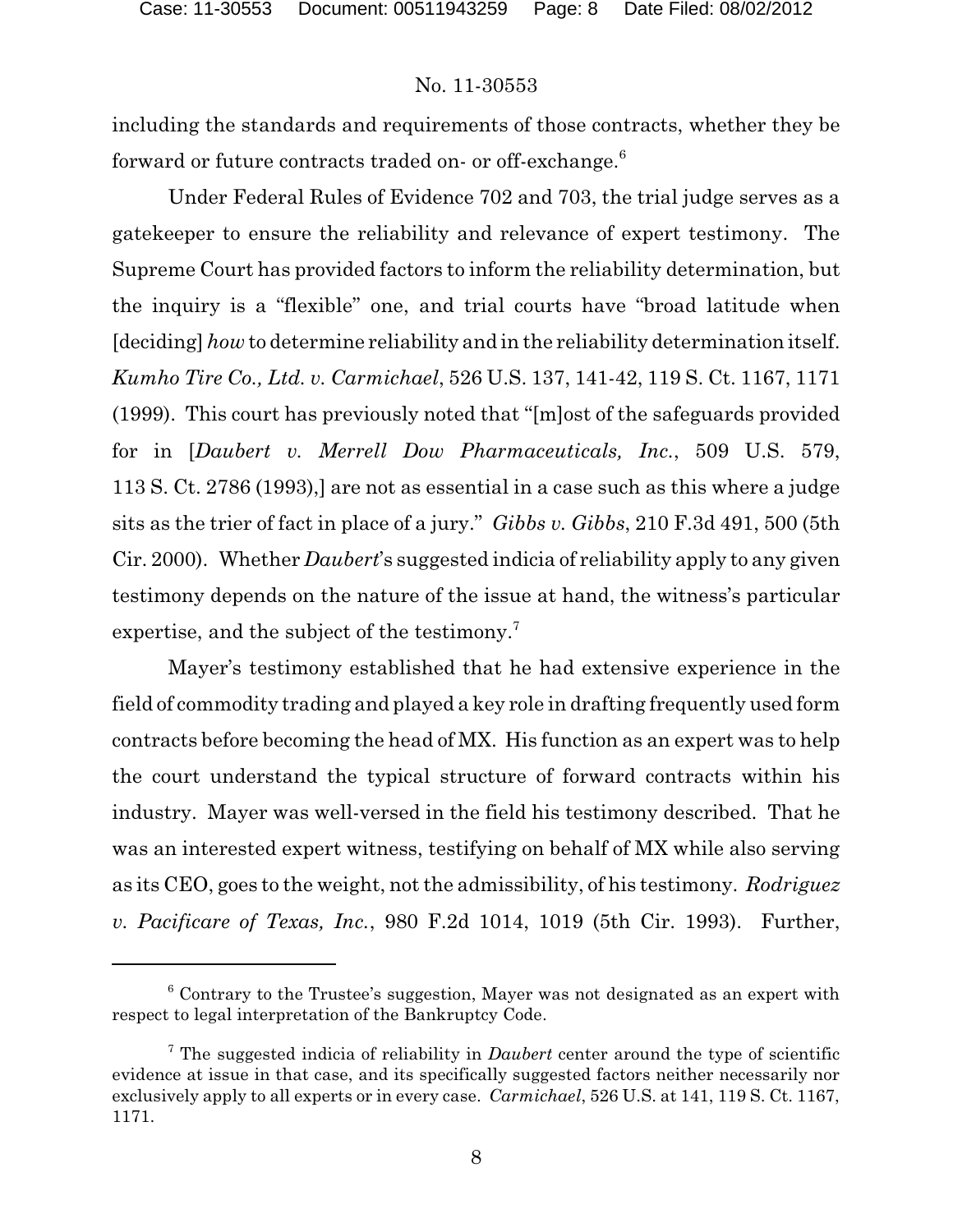including the standards and requirements of those contracts, whether they be forward or future contracts traded on- or off-exchange.[6]

Under Federal Rules of Evidence 702 and 703, the trial judge serves as a gatekeeper to ensure the reliability and relevance of expert testimony. The Supreme Court has provided factors to inform the reliability determination, but the inquiry is a "flexible" one, and trial courts have "broad latitude when [deciding] *how* to determine reliability and in the reliability determination itself. *Kumho Tire Co., Ltd. v. Carmichael*, 526 U.S. 137, 141-42, 119 S. Ct. 1167, 1171 (1999). This court has previously noted that "[m]ost of the safeguards provided for in [*Daubert v. Merrell Dow Pharmaceuticals, Inc.*, 509 U.S. 579, 113 S. Ct. 2786 (1993),] are not as essential in a case such as this where a judge sits as the trier of fact in place of a jury." *Gibbs v. Gibbs*, 210 F.3d 491, 500 (5th Cir. 2000). Whether *Daubert*'s suggested indicia of reliability apply to any given testimony depends on the nature of the issue at hand, the witness's particular expertise, and the subject of the testimony.[7]

Mayer's testimony established that he had extensive experience in the field of commodity trading and played a key role in drafting frequently used form contracts before becoming the head of MX. His function as an expert was to help the court understand the typical structure of forward contracts within his industry. Mayer was well-versed in the field his testimony described. That he was an interested expert witness, testifying on behalf of MX while also serving as its CEO, goes to the weight, not the admissibility, of his testimony. *Rodriguez v. Pacificare of Texas, Inc.*, 980 F.2d 1014, 1019 (5th Cir. 1993). Further,

[6] Contrary to the Trustee's suggestion, Mayer was not designated as an expert with respect to legal interpretation of the Bankruptcy Code.

[7] The suggested indicia of reliability in *Daubert* center around the type of scientific evidence at issue in that case, and its specifically suggested factors neither necessarily nor exclusively apply to all experts or in every case. *Carmichael*, 526 U.S. at 141, 119 S. Ct. 1167, 1171.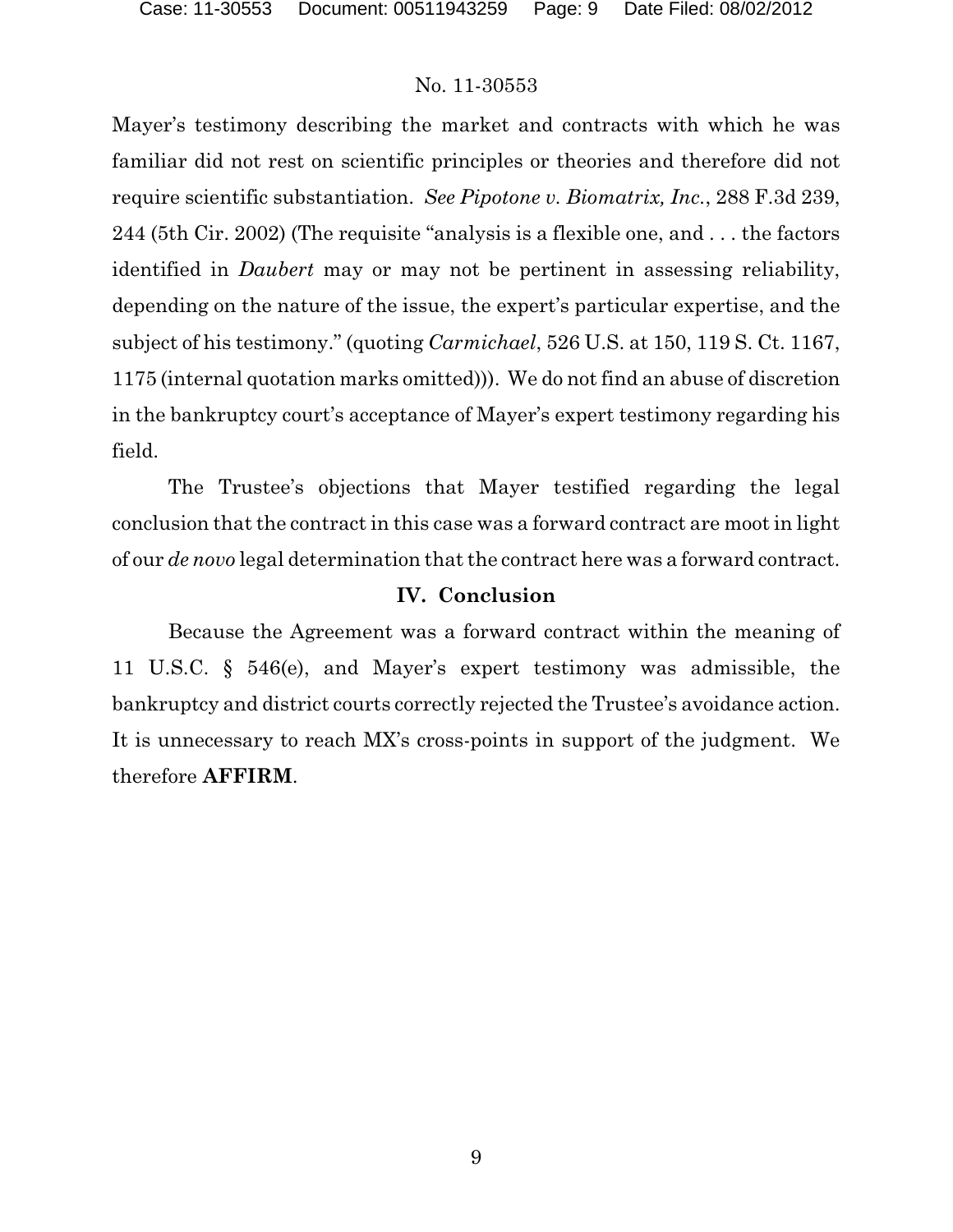Mayer's testimony describing the market and contracts with which he was familiar did not rest on scientific principles or theories and therefore did not require scientific substantiation. *See Pipotone v. Biomatrix, Inc.*, 288 F.3d 239, 244 (5th Cir. 2002) (The requisite "analysis is a flexible one, and . . . the factors identified in *Daubert* may or may not be pertinent in assessing reliability, depending on the nature of the issue, the expert's particular expertise, and the subject of his testimony." (quoting *Carmichael*, 526 U.S. at 150, 119 S. Ct. 1167, 1175 (internal quotation marks omitted))). We do not find an abuse of discretion in the bankruptcy court's acceptance of Mayer's expert testimony regarding his field.

The Trustee's objections that Mayer testified regarding the legal conclusion that the contract in this case was a forward contract are moot in light of our *de novo* legal determination that the contract here was a forward contract.

## IV. Conclusion

Because the Agreement was a forward contract within the meaning of 11 U.S.C. § 546(e), and Mayer's expert testimony was admissible, the bankruptcy and district courts correctly rejected the Trustee's avoidance action. It is unnecessary to reach MX's cross-points in support of the judgment. We therefore **AFFIRM**.